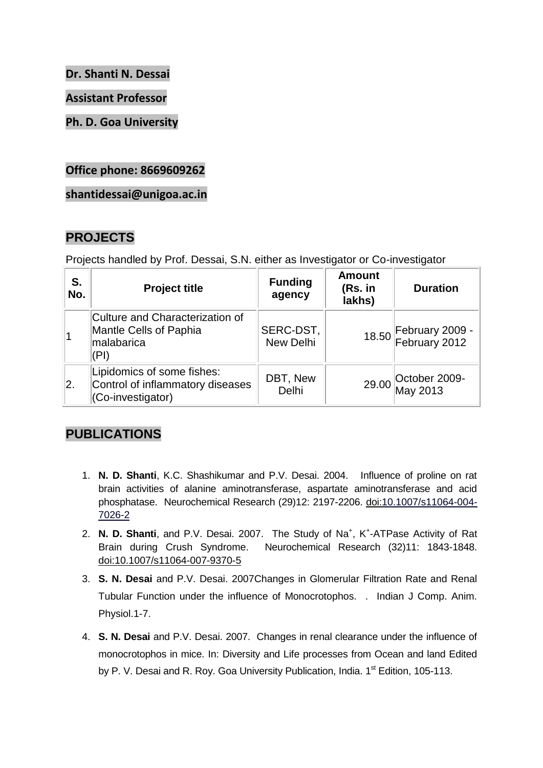**Dr. Shanti N. Dessai**

**Assistant Professor**

**Ph. D. Goa University**

**Office phone: 8669609262**

**shantidessai@unigoa.ac.in**

## PROJECTS

Projects handled by Prof. Dessai, S.N. either as Investigator or Co-investigator

| S. No. | Project title | Funding agency | Amount (Rs. in lakhs) | Duration |
|---|---|---|---|---|
| 1 | Culture and Characterization of Mantle Cells of Paphia malabarica (PI) | SERC-DST, New Delhi | 18.50 | February 2009 - February 2012 |
| 2. | Lipidomics of some fishes: Control of inflammatory diseases (Co-investigator) | DBT, New Delhi | 29.00 | October 2009- May 2013 |

## PUBLICATIONS

1. **N. D. Shanti**, K.C. Shashikumar and P.V. Desai. 2004. Influence of proline on rat brain activities of alanine aminotransferase, aspartate aminotransferase and acid phosphatase. Neurochemical Research (29)12: 2197-2206. doi:10.1007/s11064-004-7026-2
2. **N. D. Shanti**, and P.V. Desai. 2007. The Study of $Na^{+}$, $K^{+}$-ATPase Activity of Rat Brain during Crush Syndrome. Neurochemical Research (32)11: 1843-1848. doi:10.1007/s11064-007-9370-5
3. **S. N. Desai** and P.V. Desai. 2007Changes in Glomerular Filtration Rate and Renal Tubular Function under the influence of Monocrotophos. . Indian J Comp. Anim. Physiol.1-7.
4. **S. N. Desai** and P.V. Desai. 2007. Changes in renal clearance under the influence of monocrotophos in mice. In: Diversity and Life processes from Ocean and land Edited by P. V. Desai and R. Roy. Goa University Publication, India. 1st Edition, 105-113.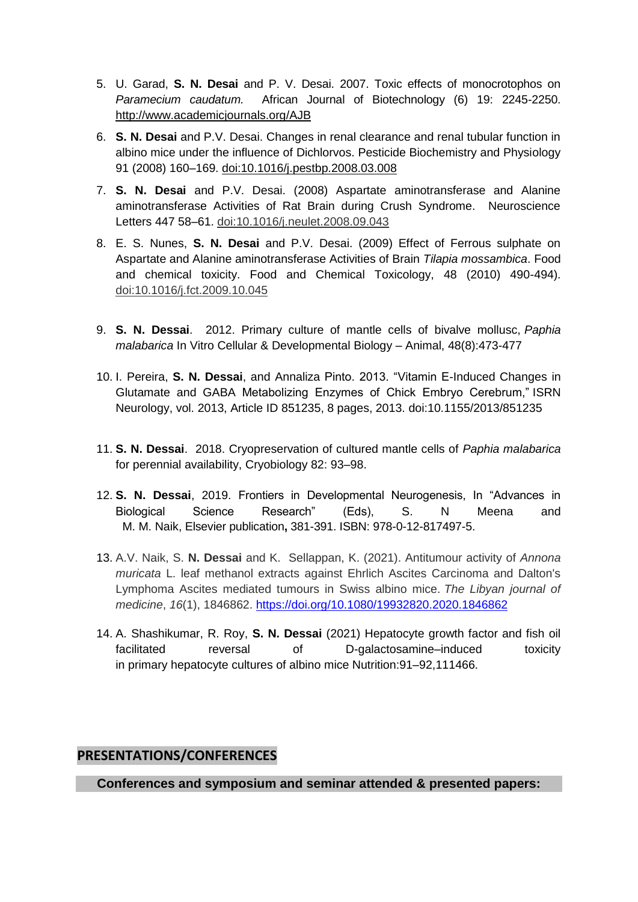5. U. Garad, **S. N. Desai** and P. V. Desai. 2007. Toxic effects of monocrotophos on *Paramecium caudatum.* African Journal of Biotechnology (6) 19: 2245-2250. http://www.academicjournals.org/AJB

6. **S. N. Desai** and P.V. Desai. Changes in renal clearance and renal tubular function in albino mice under the influence of Dichlorvos. Pesticide Biochemistry and Physiology 91 (2008) 160–169. doi:10.1016/j.pestbp.2008.03.008

7. **S. N. Desai** and P.V. Desai. (2008) Aspartate aminotransferase and Alanine aminotransferase Activities of Rat Brain during Crush Syndrome. Neuroscience Letters 447 58–61. doi:10.1016/j.neulet.2008.09.043

8. E. S. Nunes, **S. N. Desai** and P.V. Desai. (2009) Effect of Ferrous sulphate on Aspartate and Alanine aminotransferase Activities of Brain *Tilapia mossambica*. Food and chemical toxicity. Food and Chemical Toxicology, 48 (2010) 490-494). doi:10.1016/j.fct.2009.10.045

9. **S. N. Dessai**. 2012. Primary culture of mantle cells of bivalve mollusc, *Paphia malabarica* In Vitro Cellular & Developmental Biology – Animal, 48(8):473-477

10. I. Pereira, **S. N. Dessai**, and Annaliza Pinto. 2013. "Vitamin E-Induced Changes in Glutamate and GABA Metabolizing Enzymes of Chick Embryo Cerebrum," ISRN Neurology, vol. 2013, Article ID 851235, 8 pages, 2013. doi:10.1155/2013/851235

11. **S. N. Dessai**. 2018. Cryopreservation of cultured mantle cells of *Paphia malabarica* for perennial availability, Cryobiology 82: 93–98.

12. **S. N. Dessai**, 2019. Frontiers in Developmental Neurogenesis, In "Advances in Biological Science Research" (Eds), S. N Meena and M. M. Naik, Elsevier publication**,** 381-391. ISBN: 978-0-12-817497-5.

13. A.V. Naik, S. **N. Dessai** and K. Sellappan, K. (2021). Antitumour activity of *Annona muricata* L. leaf methanol extracts against Ehrlich Ascites Carcinoma and Dalton's Lymphoma Ascites mediated tumours in Swiss albino mice. *The Libyan journal of medicine*, *16*(1), 1846862. https://doi.org/10.1080/19932820.2020.1846862

14. A. Shashikumar, R. Roy, **S. N. Dessai** (2021) Hepatocyte growth factor and fish oil facilitated reversal of D-galactosamine–induced toxicity in primary hepatocyte cultures of albino mice Nutrition:91–92,111466.

## PRESENTATIONS/CONFERENCES

**Conferences and symposium and seminar attended & presented papers:**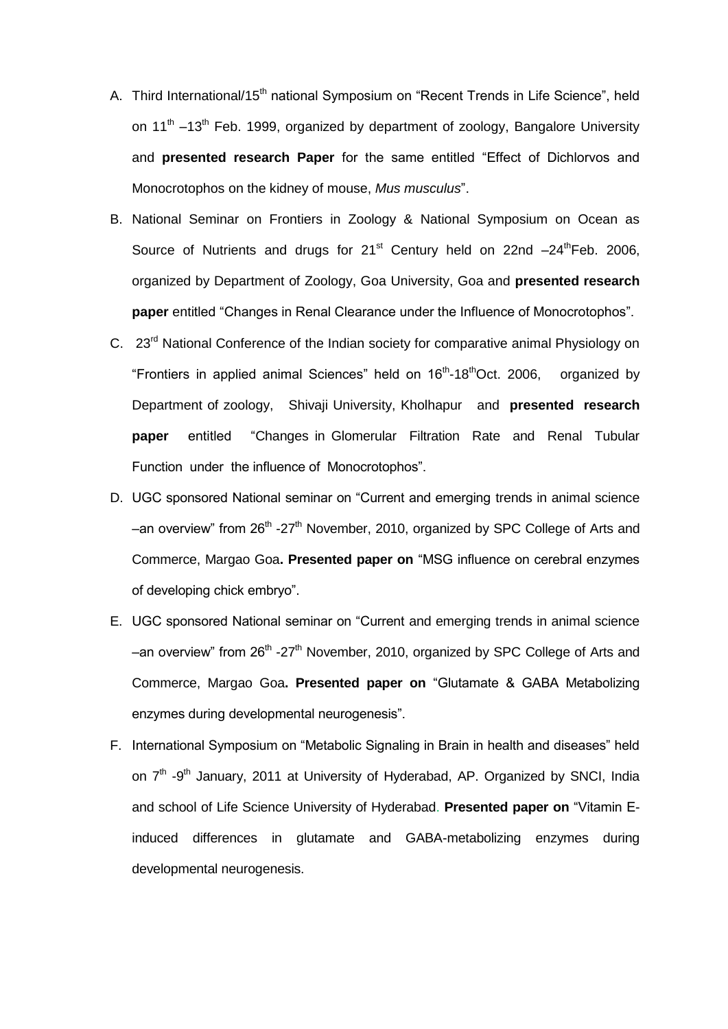A. Third International/15$^{th}$ national Symposium on "Recent Trends in Life Science", held on 11$^{th}$ –13$^{th}$ Feb. 1999, organized by department of zoology, Bangalore University and **presented research Paper** for the same entitled "Effect of Dichlorvos and Monocrotophos on the kidney of mouse, *Mus musculus*".

B. National Seminar on Frontiers in Zoology & National Symposium on Ocean as Source of Nutrients and drugs for 21$^{st}$ Century held on 22nd –24$^{th}$Feb. 2006, organized by Department of Zoology, Goa University, Goa and **presented research paper** entitled "Changes in Renal Clearance under the Influence of Monocrotophos".

C. 23$^{rd}$ National Conference of the Indian society for comparative animal Physiology on "Frontiers in applied animal Sciences" held on 16$^{th}$-18$^{th}$Oct. 2006, organized by Department of zoology, Shivaji University, Kholhapur and **presented research paper** entitled "Changes in Glomerular Filtration Rate and Renal Tubular Function under the influence of Monocrotophos".

D. UGC sponsored National seminar on "Current and emerging trends in animal science –an overview" from 26$^{th}$ -27$^{th}$ November, 2010, organized by SPC College of Arts and Commerce, Margao Goa**. Presented paper on** "MSG influence on cerebral enzymes of developing chick embryo".

E. UGC sponsored National seminar on "Current and emerging trends in animal science –an overview" from 26$^{th}$ -27$^{th}$ November, 2010, organized by SPC College of Arts and Commerce, Margao Goa**. Presented paper on** "Glutamate & GABA Metabolizing enzymes during developmental neurogenesis".

F. International Symposium on "Metabolic Signaling in Brain in health and diseases" held on 7$^{th}$ -9$^{th}$ January, 2011 at University of Hyderabad, AP. Organized by SNCI, India and school of Life Science University of Hyderabad. **Presented paper on** "Vitamin E-induced differences in glutamate and GABA-metabolizing enzymes during developmental neurogenesis.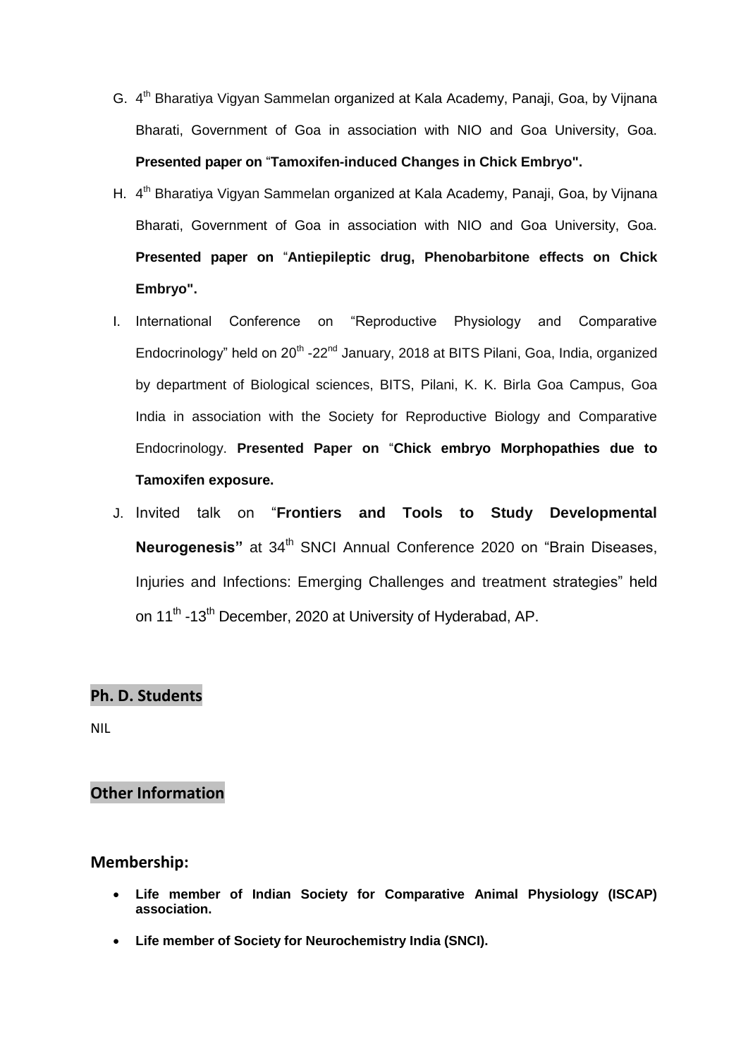G. 4th Bharatiya Vigyan Sammelan organized at Kala Academy, Panaji, Goa, by Vijnana Bharati, Government of Goa in association with NIO and Goa University, Goa. **Presented paper on** "**Tamoxifen-induced Changes in Chick Embryo".**

H. 4th Bharatiya Vigyan Sammelan organized at Kala Academy, Panaji, Goa, by Vijnana Bharati, Government of Goa in association with NIO and Goa University, Goa. **Presented paper on** "**Antiepileptic drug, Phenobarbitone effects on Chick Embryo".**

I. International Conference on "Reproductive Physiology and Comparative Endocrinology" held on 20th -22nd January, 2018 at BITS Pilani, Goa, India, organized by department of Biological sciences, BITS, Pilani, K. K. Birla Goa Campus, Goa India in association with the Society for Reproductive Biology and Comparative Endocrinology. **Presented Paper on** "**Chick embryo Morphopathies due to Tamoxifen exposure.**

J. Invited talk on "**Frontiers and Tools to Study Developmental Neurogenesis"** at 34th SNCI Annual Conference 2020 on "Brain Diseases, Injuries and Infections: Emerging Challenges and treatment strategies" held on 11th -13th December, 2020 at University of Hyderabad, AP.

## Ph. D. Students

NIL

## Other Information

### Membership:

- **Life member of Indian Society for Comparative Animal Physiology (ISCAP) association.**
- **Life member of Society for Neurochemistry India (SNCI).**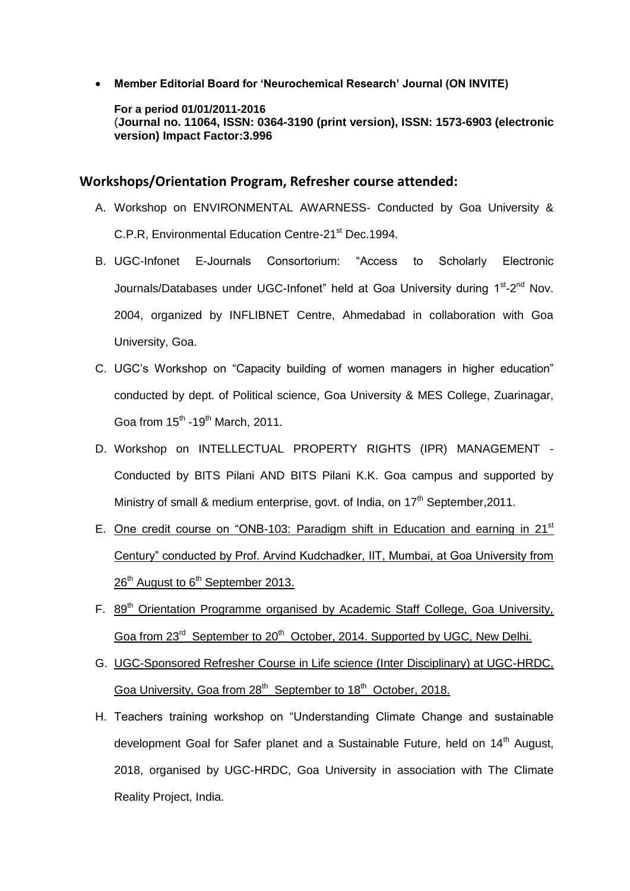- **Member Editorial Board for 'Neurochemical Research' Journal (ON INVITE)**

  **For a period 01/01/2011-2016**
  (**Journal no. 11064, ISSN: 0364-3190 (print version), ISSN: 1573-6903 (electronic version) Impact Factor:3.996**

## Workshops/Orientation Program, Refresher course attended:

A. Workshop on ENVIRONMENTAL AWARNESS- Conducted by Goa University & C.P.R, Environmental Education Centre-21st Dec.1994.

B. UGC-Infonet E-Journals Consortorium: "Access to Scholarly Electronic Journals/Databases under UGC-Infonet" held at Goa University during 1st-2nd Nov. 2004, organized by INFLIBNET Centre, Ahmedabad in collaboration with Goa University, Goa.

C. UGC's Workshop on "Capacity building of women managers in higher education" conducted by dept. of Political science, Goa University & MES College, Zuarinagar, Goa from 15th -19th March, 2011.

D. Workshop on INTELLECTUAL PROPERTY RIGHTS (IPR) MANAGEMENT - Conducted by BITS Pilani AND BITS Pilani K.K. Goa campus and supported by Ministry of small & medium enterprise, govt. of India, on 17th September,2011.

E. One credit course on "ONB-103: Paradigm shift in Education and earning in 21st Century" conducted by Prof. Arvind Kudchadker, IIT, Mumbai, at Goa University from 26th August to 6th September 2013.

F. 89th Orientation Programme organised by Academic Staff College, Goa University, Goa from 23rd September to 20th October, 2014. Supported by UGC, New Delhi.

G. UGC-Sponsored Refresher Course in Life science (Inter Disciplinary) at UGC-HRDC, Goa University, Goa from 28th September to 18th October, 2018.

H. Teachers training workshop on "Understanding Climate Change and sustainable development Goal for Safer planet and a Sustainable Future, held on 14th August, 2018, organised by UGC-HRDC, Goa University in association with The Climate Reality Project, India.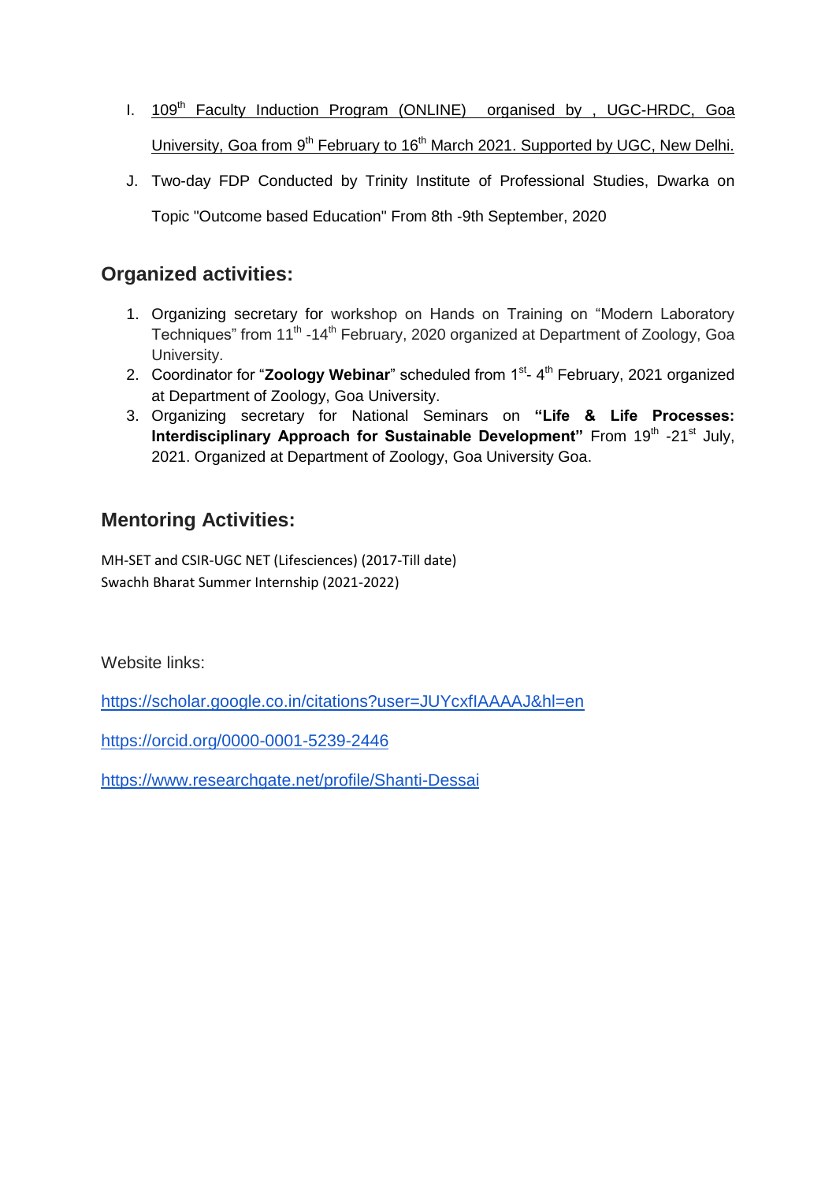I. 109th Faculty Induction Program (ONLINE) organised by , UGC-HRDC, Goa University, Goa from 9th February to 16th March 2021. Supported by UGC, New Delhi.

J. Two-day FDP Conducted by Trinity Institute of Professional Studies, Dwarka on Topic "Outcome based Education" From 8th -9th September, 2020

## Organized activities:

1. Organizing secretary for workshop on Hands on Training on "Modern Laboratory Techniques" from 11th -14th February, 2020 organized at Department of Zoology, Goa University.
2. Coordinator for "**Zoology Webinar**" scheduled from 1st- 4th February, 2021 organized at Department of Zoology, Goa University.
3. Organizing secretary for National Seminars on **"Life & Life Processes: Interdisciplinary Approach for Sustainable Development"** From 19th -21st July, 2021. Organized at Department of Zoology, Goa University Goa.

## Mentoring Activities:

MH-SET and CSIR-UGC NET (Lifesciences) (2017-Till date)
Swachh Bharat Summer Internship (2021-2022)

Website links:

https://scholar.google.co.in/citations?user=JUYcxfIAAAAJ&hl=en

https://orcid.org/0000-0001-5239-2446

https://www.researchgate.net/profile/Shanti-Dessai